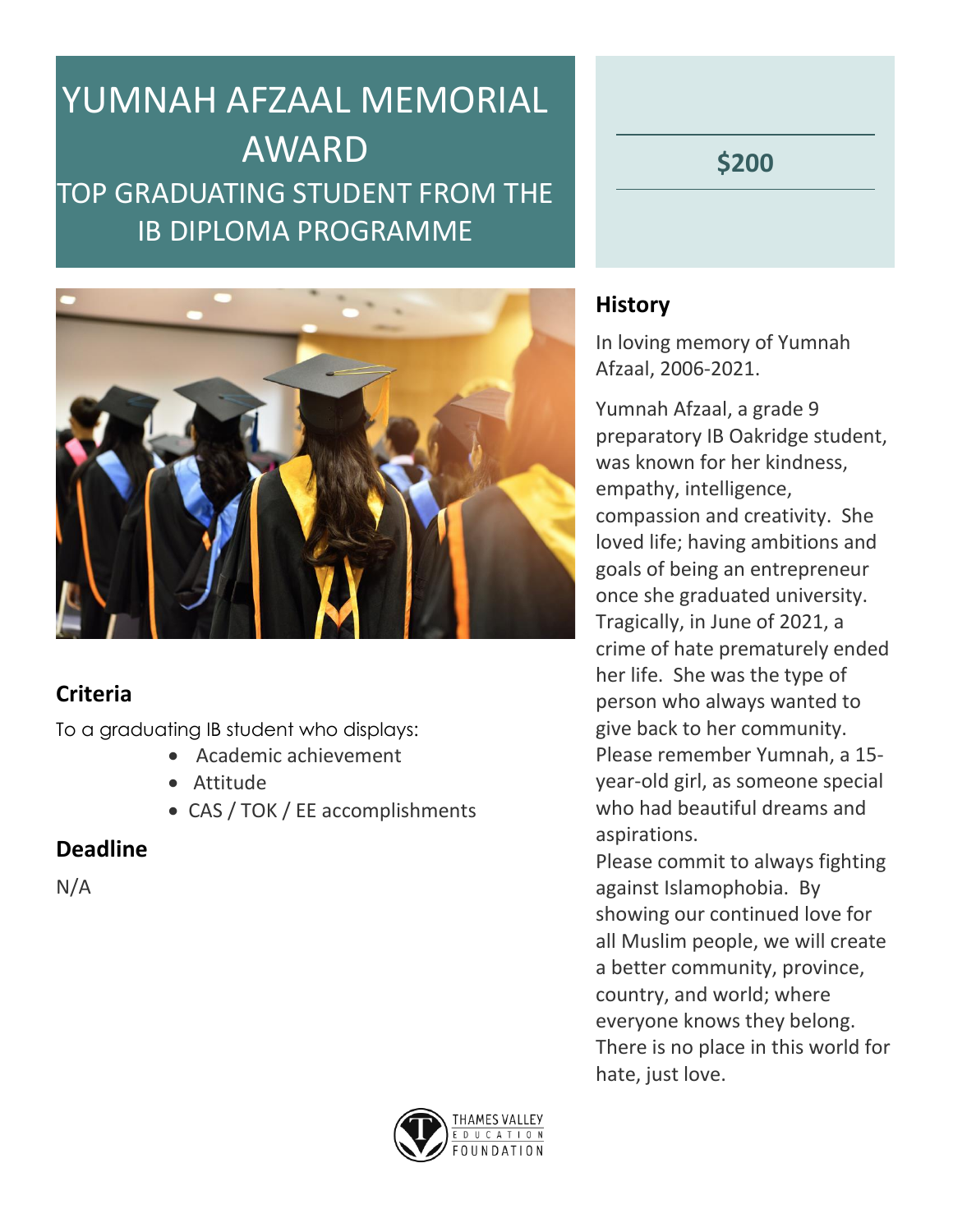# YUMNAH AFZAAL MEMORIAL AWARD

## TOP GRADUATING STUDENT FROM THE IB DIPLOMA PROGRAMME

**$200**

## History

In loving memory of Yumnah Afzaal, 2006-2021.

Yumnah Afzaal, a grade 9 preparatory IB Oakridge student, was known for her kindness, empathy, intelligence, compassion and creativity. She loved life; having ambitions and goals of being an entrepreneur once she graduated university. Tragically, in June of 2021, a crime of hate prematurely ended her life. She was the type of person who always wanted to give back to her community. Please remember Yumnah, a 15-year-old girl, as someone special who had beautiful dreams and aspirations.

Please commit to always fighting against Islamophobia. By showing our continued love for all Muslim people, we will create a better community, province, country, and world; where everyone knows they belong. There is no place in this world for hate, just love.

## Criteria

To a graduating IB student who displays:

- Academic achievement
- Attitude
- CAS / TOK / EE accomplishments

## Deadline

N/A

THAMES VALLEY EDUCATION FOUNDATION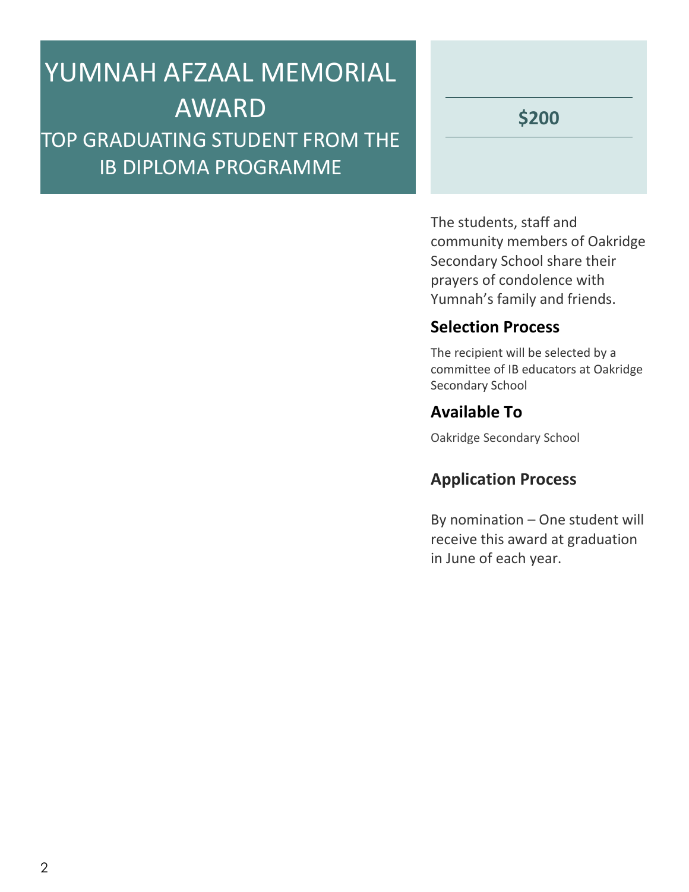# YUMNAH AFZAAL MEMORIAL AWARD

## TOP GRADUATING STUDENT FROM THE IB DIPLOMA PROGRAMME

**$200**

The students, staff and community members of Oakridge Secondary School share their prayers of condolence with Yumnah's family and friends.

### Selection Process

The recipient will be selected by a committee of IB educators at Oakridge Secondary School

### Available To

Oakridge Secondary School

### Application Process

By nomination – One student will receive this award at graduation in June of each year.